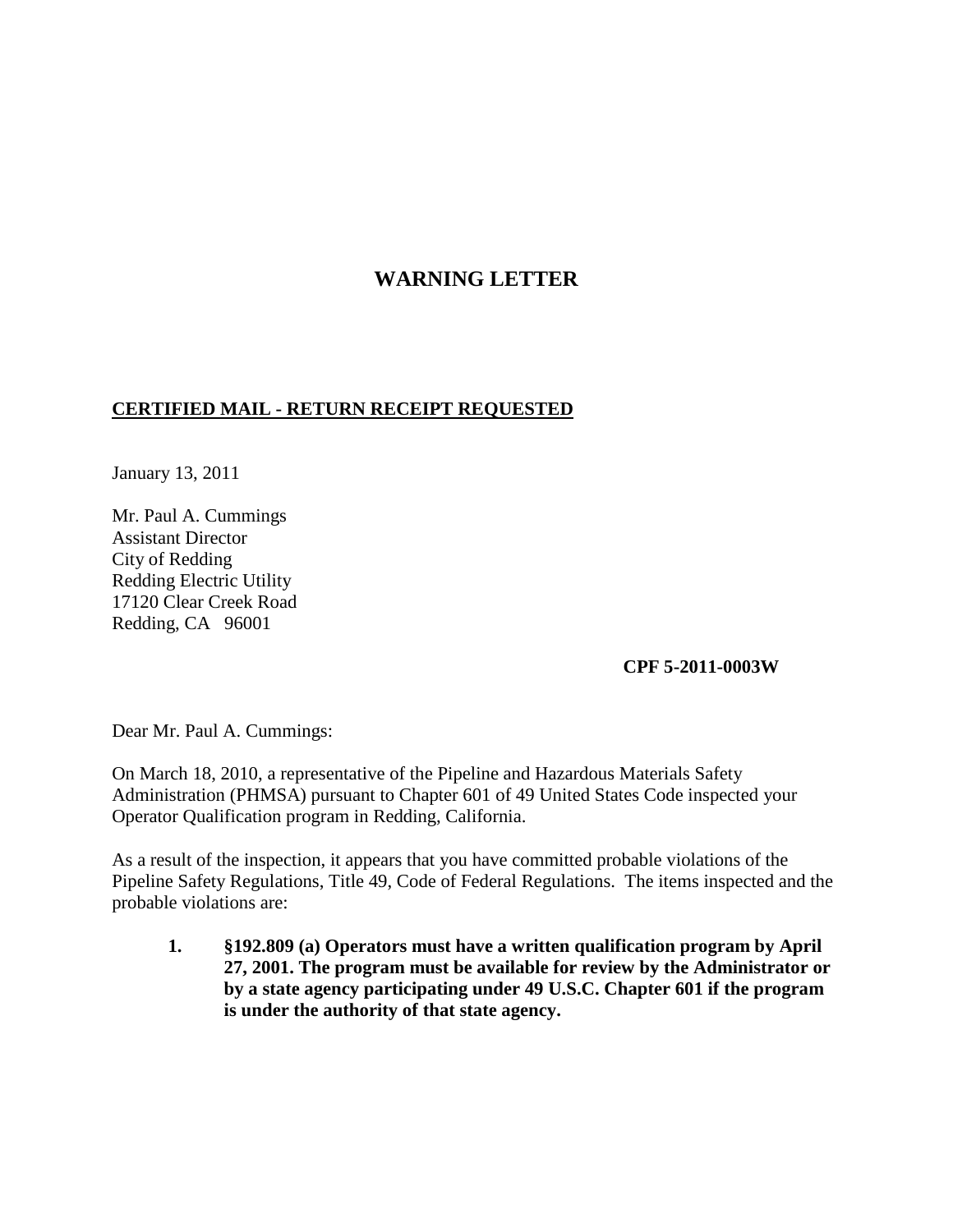# WARNING LETTER

**CERTIFIED MAIL - RETURN RECEIPT REQUESTED**

January 13, 2011

Mr. Paul A. Cummings
Assistant Director
City of Redding
Redding Electric Utility
17120 Clear Creek Road
Redding, CA 96001

**CPF 5-2011-0003W**

Dear Mr. Paul A. Cummings:

On March 18, 2010, a representative of the Pipeline and Hazardous Materials Safety Administration (PHMSA) pursuant to Chapter 601 of 49 United States Code inspected your Operator Qualification program in Redding, California.

As a result of the inspection, it appears that you have committed probable violations of the Pipeline Safety Regulations, Title 49, Code of Federal Regulations. The items inspected and the probable violations are:

1. **§192.809 (a) Operators must have a written qualification program by April 27, 2001. The program must be available for review by the Administrator or by a state agency participating under 49 U.S.C. Chapter 601 if the program is under the authority of that state agency.**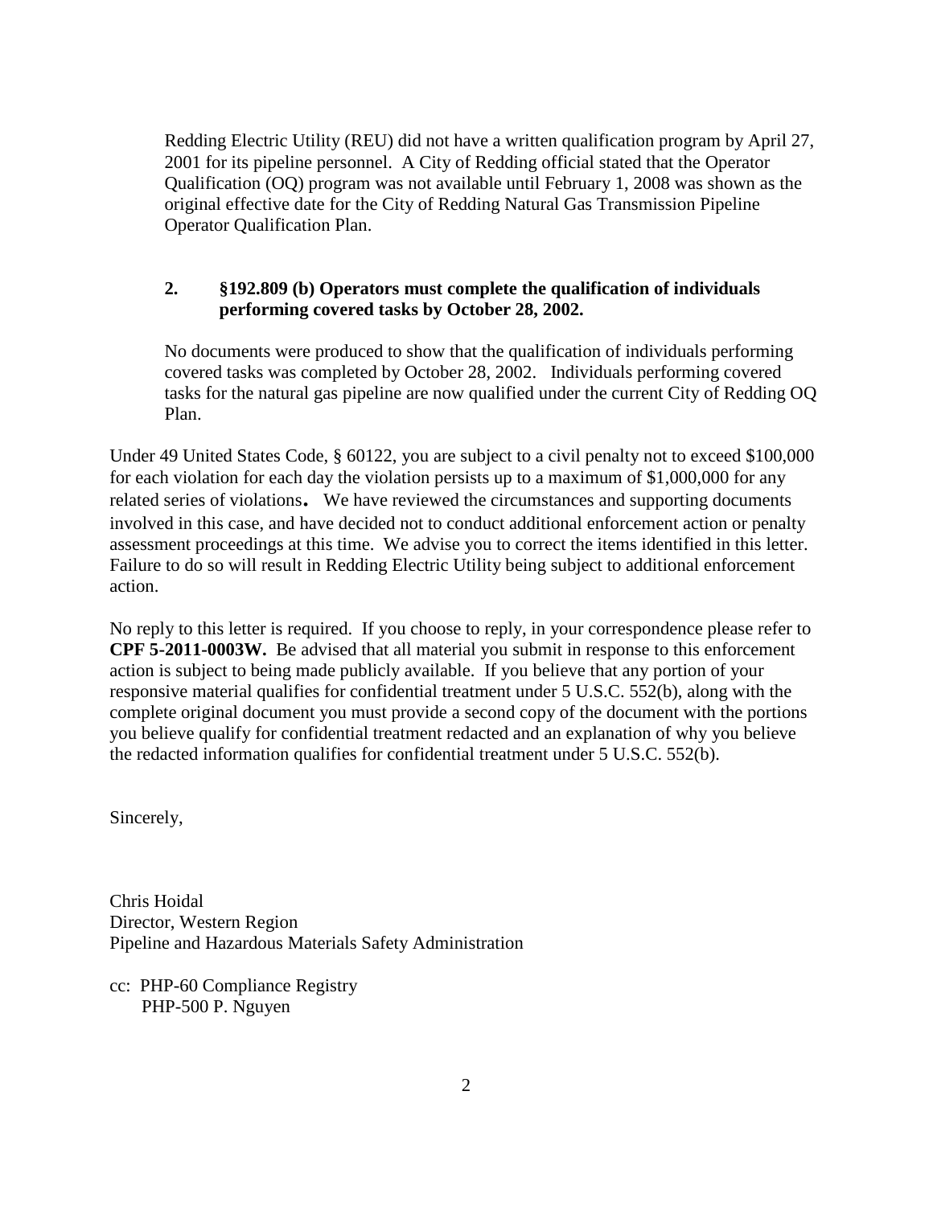Redding Electric Utility (REU) did not have a written qualification program by April 27, 2001 for its pipeline personnel. A City of Redding official stated that the Operator Qualification (OQ) program was not available until February 1, 2008 was shown as the original effective date for the City of Redding Natural Gas Transmission Pipeline Operator Qualification Plan.

**2. §192.809 (b) Operators must complete the qualification of individuals performing covered tasks by October 28, 2002.**

No documents were produced to show that the qualification of individuals performing covered tasks was completed by October 28, 2002. Individuals performing covered tasks for the natural gas pipeline are now qualified under the current City of Redding OQ Plan.

Under 49 United States Code, § 60122, you are subject to a civil penalty not to exceed $100,000 for each violation for each day the violation persists up to a maximum of $1,000,000 for any related series of violations. We have reviewed the circumstances and supporting documents involved in this case, and have decided not to conduct additional enforcement action or penalty assessment proceedings at this time. We advise you to correct the items identified in this letter. Failure to do so will result in Redding Electric Utility being subject to additional enforcement action.

No reply to this letter is required. If you choose to reply, in your correspondence please refer to **CPF 5-2011-0003W.** Be advised that all material you submit in response to this enforcement action is subject to being made publicly available. If you believe that any portion of your responsive material qualifies for confidential treatment under 5 U.S.C. 552(b), along with the complete original document you must provide a second copy of the document with the portions you believe qualify for confidential treatment redacted and an explanation of why you believe the redacted information qualifies for confidential treatment under 5 U.S.C. 552(b).

Sincerely,

Chris Hoidal
Director, Western Region
Pipeline and Hazardous Materials Safety Administration

cc: PHP-60 Compliance Registry
PHP-500 P. Nguyen